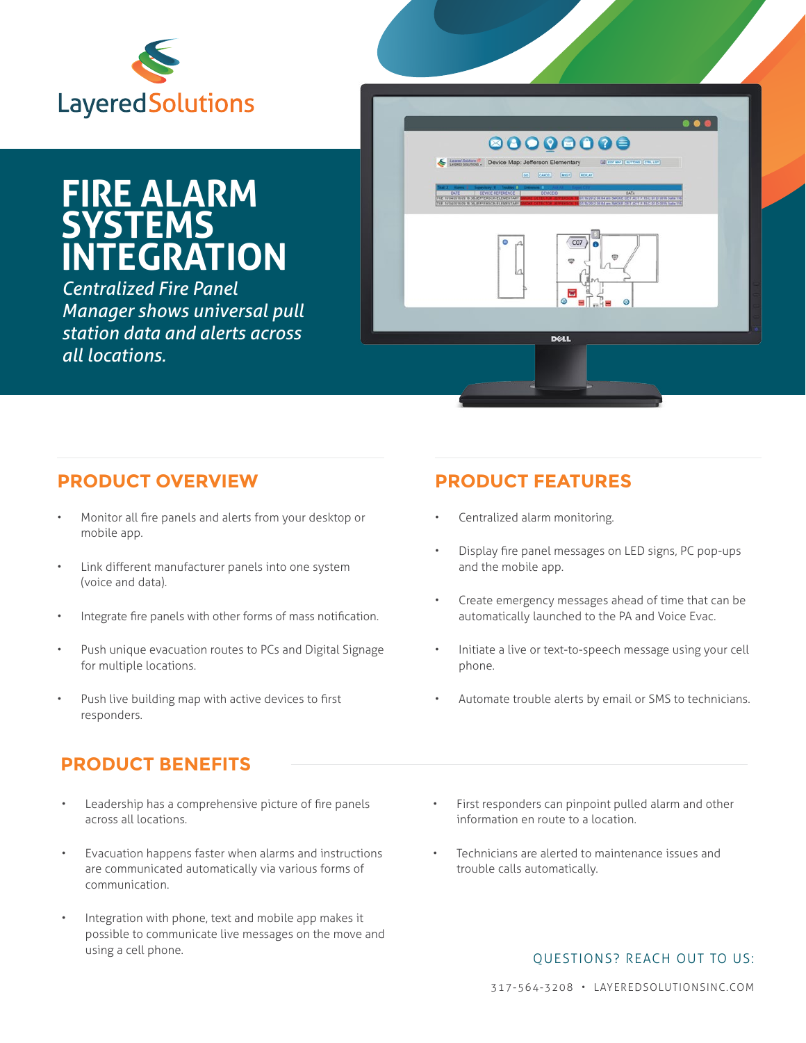LayeredSolutions

# FIRE ALARM SYSTEMS INTEGRATION

*Centralized Fire Panel Manager shows universal pull station data and alerts across all locations.*

## PRODUCT OVERVIEW

- Monitor all fire panels and alerts from your desktop or mobile app.
- Link different manufacturer panels into one system (voice and data).
- Integrate fire panels with other forms of mass notification.
- Push unique evacuation routes to PCs and Digital Signage for multiple locations.
- Push live building map with active devices to first responders.

## PRODUCT FEATURES

- Centralized alarm monitoring.
- Display fire panel messages on LED signs, PC pop-ups and the mobile app.
- Create emergency messages ahead of time that can be automatically launched to the PA and Voice Evac.
- Initiate a live or text-to-speech message using your cell phone.
- Automate trouble alerts by email or SMS to technicians.

## PRODUCT BENEFITS

- Leadership has a comprehensive picture of fire panels across all locations.
- Evacuation happens faster when alarms and instructions are communicated automatically via various forms of communication.
- Integration with phone, text and mobile app makes it possible to communicate live messages on the move and using a cell phone.
- First responders can pinpoint pulled alarm and other information en route to a location.
- Technicians are alerted to maintenance issues and trouble calls automatically.

QUESTIONS? REACH OUT TO US:

317-564-3208 • LAYEREDSOLUTIONSINC.COM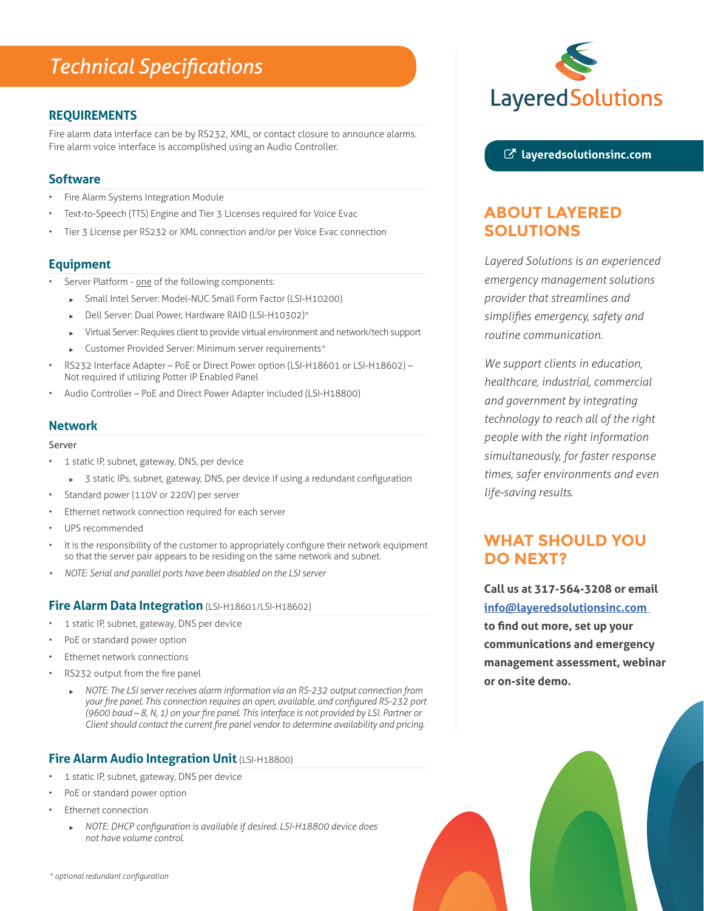# Technical Specifications

## REQUIREMENTS

Fire alarm data interface can be by RS232, XML, or contact closure to announce alarms. Fire alarm voice interface is accomplished using an Audio Controller.

### Software

- Fire Alarm Systems Integration Module
- Text-to-Speech (TTS) Engine and Tier 3 Licenses required for Voice Evac
- Tier 3 License per RS232 or XML connection and/or per Voice Evac connection

### Equipment

- Server Platform - one of the following components:
  - Small Intel Server: Model-NUC Small Form Factor (LSI-H10200)
  - Dell Server: Dual Power, Hardware RAID (LSI-H10302)*
  - Virtual Server: Requires client to provide virtual environment and network/tech support
  - Customer Provided Server: Minimum server requirements*
- RS232 Interface Adapter – PoE or Direct Power option (LSI-H18601 or LSI-H18602) – Not required if utilizing Potter IP Enabled Panel
- Audio Controller – PoE and Direct Power Adapter included (LSI-H18800)

### Network

Server

- 1 static IP, subnet, gateway, DNS, per device
  - 3 static IPs, subnet, gateway, DNS, per device if using a redundant configuration
- Standard power (110V or 220V) per server
- Ethernet network connection required for each server
- UPS recommended
- It is the responsibility of the customer to appropriately configure their network equipment so that the server pair appears to be residing on the same network and subnet.
- *NOTE: Serial and parallel ports have been disabled on the LSI server*

### Fire Alarm Data Integration (LSI-H18601/LSI-H18602)

- 1 static IP, subnet, gateway, DNS per device
- PoE or standard power option
- Ethernet network connections
- RS232 output from the fire panel
  - *NOTE: The LSI server receives alarm information via an RS-232 output connection from your fire panel. This connection requires an open, available, and configured RS-232 port (9600 baud – 8, N, 1) on your fire panel. This interface is not provided by LSI. Partner or Client should contact the current fire panel vendor to determine availability and pricing.*

### Fire Alarm Audio Integration Unit (LSI-H18800)

- 1 static IP, subnet, gateway, DNS per device
- PoE or standard power option
- Ethernet connection
  - *NOTE: DHCP configuration is available if desired. LSI-H18800 device does not have volume control.*

*\* optional redundant configuration*

LayeredSolutions

layeredsolutionsinc.com

## ABOUT LAYERED SOLUTIONS

*Layered Solutions is an experienced emergency management solutions provider that streamlines and simplifies emergency, safety and routine communication.*

*We support clients in education, healthcare, industrial, commercial and government by integrating technology to reach all of the right people with the right information simultaneously, for faster response times, safer environments and even life-saving results.*

## WHAT SHOULD YOU DO NEXT?

**Call us at 317-564-3208 or email info@layeredsolutionsinc.com to find out more, set up your communications and emergency management assessment, webinar or on-site demo.**